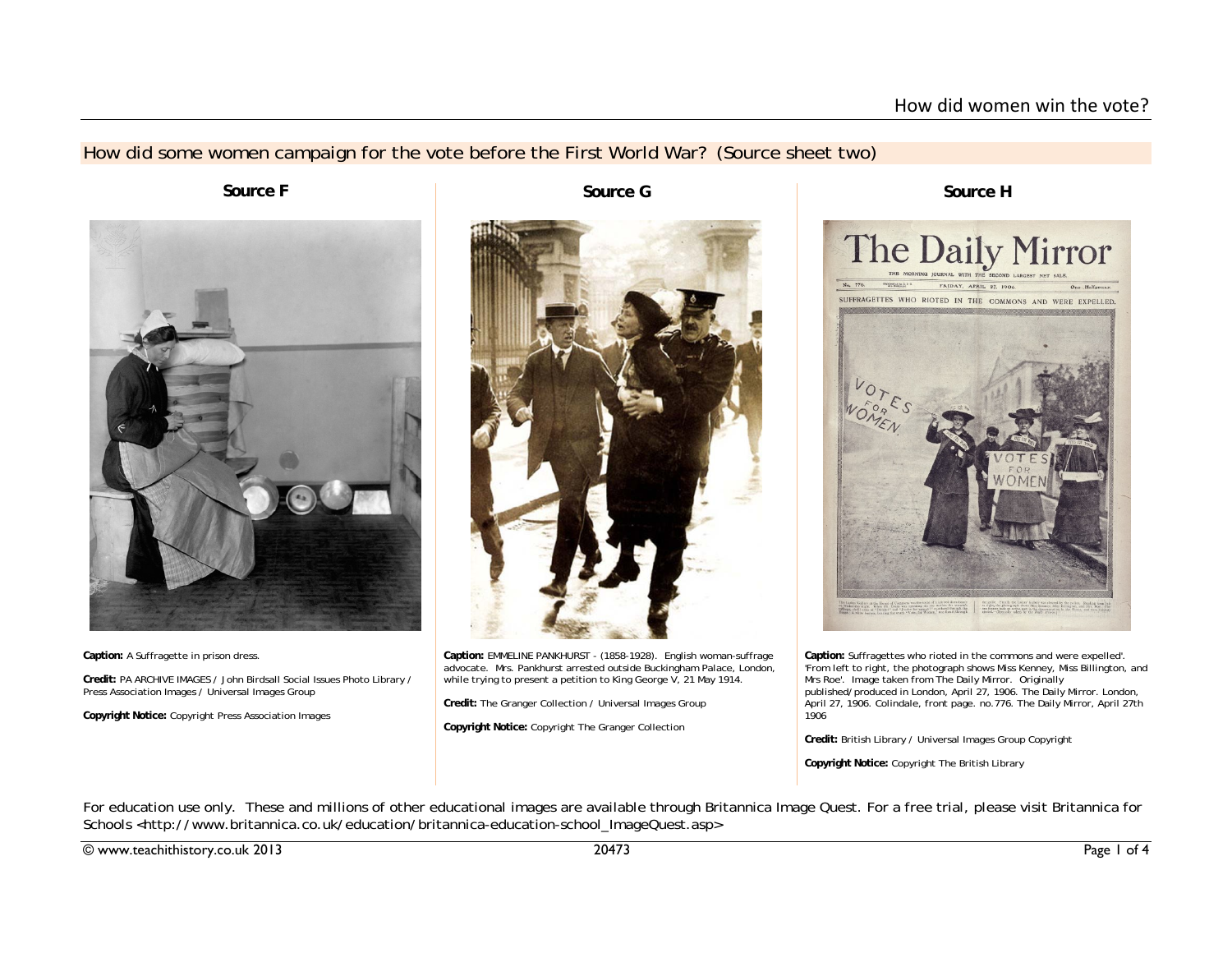## How did some women campaign for the vote before the First World War? (Source sheet two)

### Source F

**Caption:** A Suffragette in prison dress.

**Credit:** PA ARCHIVE IMAGES / John Birdsall Social Issues Photo Library / Press Association Images / Universal Images Group

**Copyright Notice:** Copyright Press Association Images

### Source G

**Caption:** EMMELINE PANKHURST - (1858-1928). English woman-suffrage advocate. Mrs. Pankhurst arrested outside Buckingham Palace, London, while trying to present a petition to King George V, 21 May 1914.

**Credit:** The Granger Collection / Universal Images Group

**Copyright Notice:** Copyright The Granger Collection

### Source H

**Caption:** Suffragettes who rioted in the commons and were expelled'. 'From left to right, the photograph shows Miss Kenney, Miss Billington, and Mrs Roe'. Image taken from The Daily Mirror. Originally published/produced in London, April 27, 1906. The Daily Mirror. London, April 27, 1906. Colindale, front page. no.776. The Daily Mirror, April 27th 1906

**Credit:** British Library / Universal Images Group Copyright

**Copyright Notice:** Copyright The British Library

For education use only. These and millions of other educational images are available through Britannica Image Quest. For a free trial, please visit Britannica for Schools <http://www.britannica.co.uk/education/britannica-education-school_ImageQuest.asp>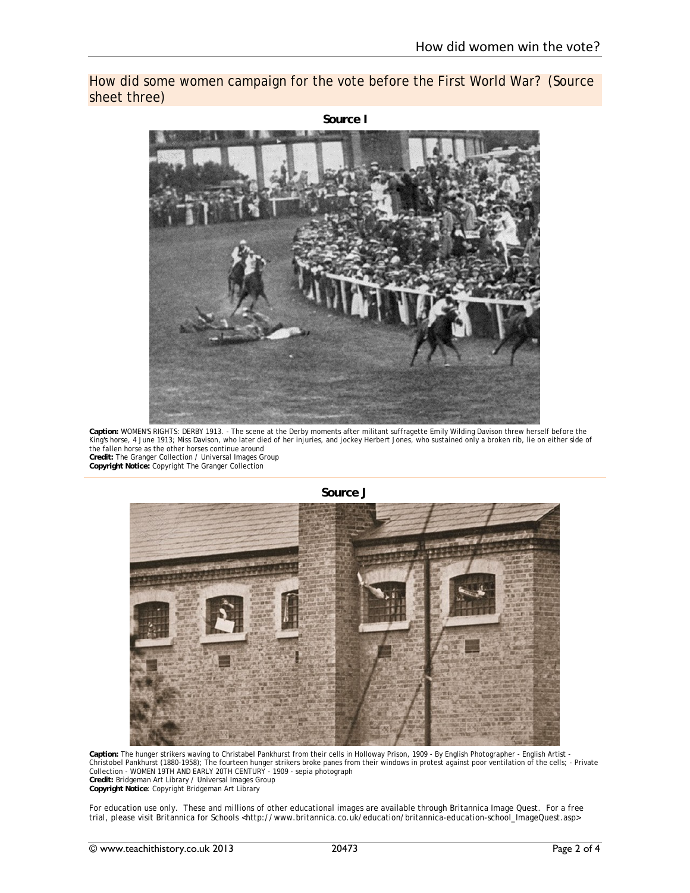## How did some women campaign for the vote before the First World War? (Source sheet three)

**Source I**

**Caption:** WOMEN'S RIGHTS: DERBY 1913. - The scene at the Derby moments after militant suffragette Emily Wilding Davison threw herself before the King's horse, 4 June 1913; Miss Davison, who later died of her injuries, and jockey Herbert Jones, who sustained only a broken rib, lie on either side of the fallen horse as the other horses continue around
**Credit:** The Granger Collection / Universal Images Group
**Copyright Notice:** Copyright The Granger Collection

**Source J**

**Caption:** The hunger strikers waving to Christabel Pankhurst from their cells in Holloway Prison, 1909 - By English Photographer - English Artist - Christobel Pankhurst (1880-1958); The fourteen hunger strikers broke panes from their windows in protest against poor ventilation of the cells; - Private Collection - WOMEN 19TH AND EARLY 20TH CENTURY - 1909 - sepia photograph
**Credit:** Bridgeman Art Library / Universal Images Group
**Copyright Notice**: Copyright Bridgeman Art Library

For education use only. These and millions of other educational images are available through Britannica Image Quest. For a free trial, please visit Britannica for Schools <http://www.britannica.co.uk/education/britannica-education-school_ImageQuest.asp>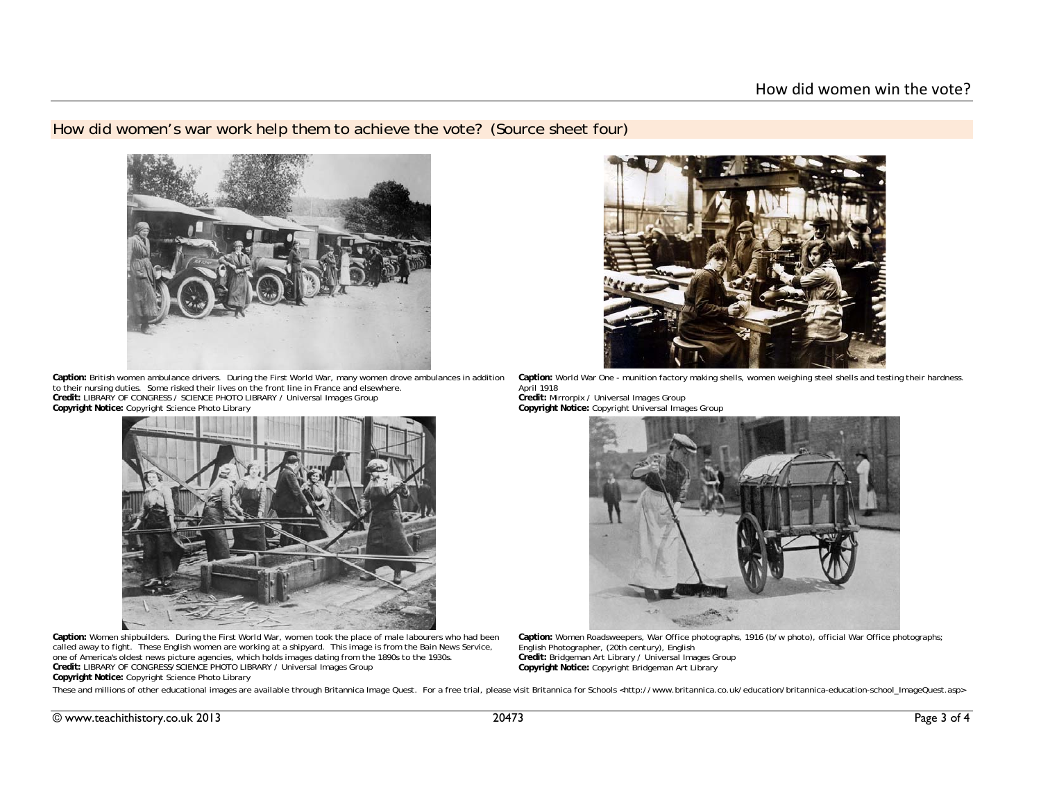## How did women's war work help them to achieve the vote? (Source sheet four)

**Caption:** British women ambulance drivers. During the First World War, many women drove ambulances in addition to their nursing duties. Some risked their lives on the front line in France and elsewhere.
**Credit:** LIBRARY OF CONGRESS / SCIENCE PHOTO LIBRARY / Universal Images Group
**Copyright Notice:** Copyright Science Photo Library

**Caption:** World War One - munition factory making shells, women weighing steel shells and testing their hardness. April 1918
**Credit:** Mirrorpix / Universal Images Group
**Copyright Notice:** Copyright Universal Images Group

**Caption:** Women shipbuilders. During the First World War, women took the place of male labourers who had been called away to fight. These English women are working at a shipyard. This image is from the Bain News Service, one of America's oldest news picture agencies, which holds images dating from the 1890s to the 1930s.
**Credit:** LIBRARY OF CONGRESS/SCIENCE PHOTO LIBRARY / Universal Images Group
**Copyright Notice:** Copyright Science Photo Library

**Caption:** Women Roadsweepers, War Office photographs, 1916 (b/w photo), official War Office photographs; English Photographer, (20th century), English
**Credit:** Bridgeman Art Library / Universal Images Group
**Copyright Notice:** Copyright Bridgeman Art Library

These and millions of other educational images are available through Britannica Image Quest. For a free trial, please visit Britannica for Schools <http://www.britannica.co.uk/education/britannica-education-school_ImageQuest.asp>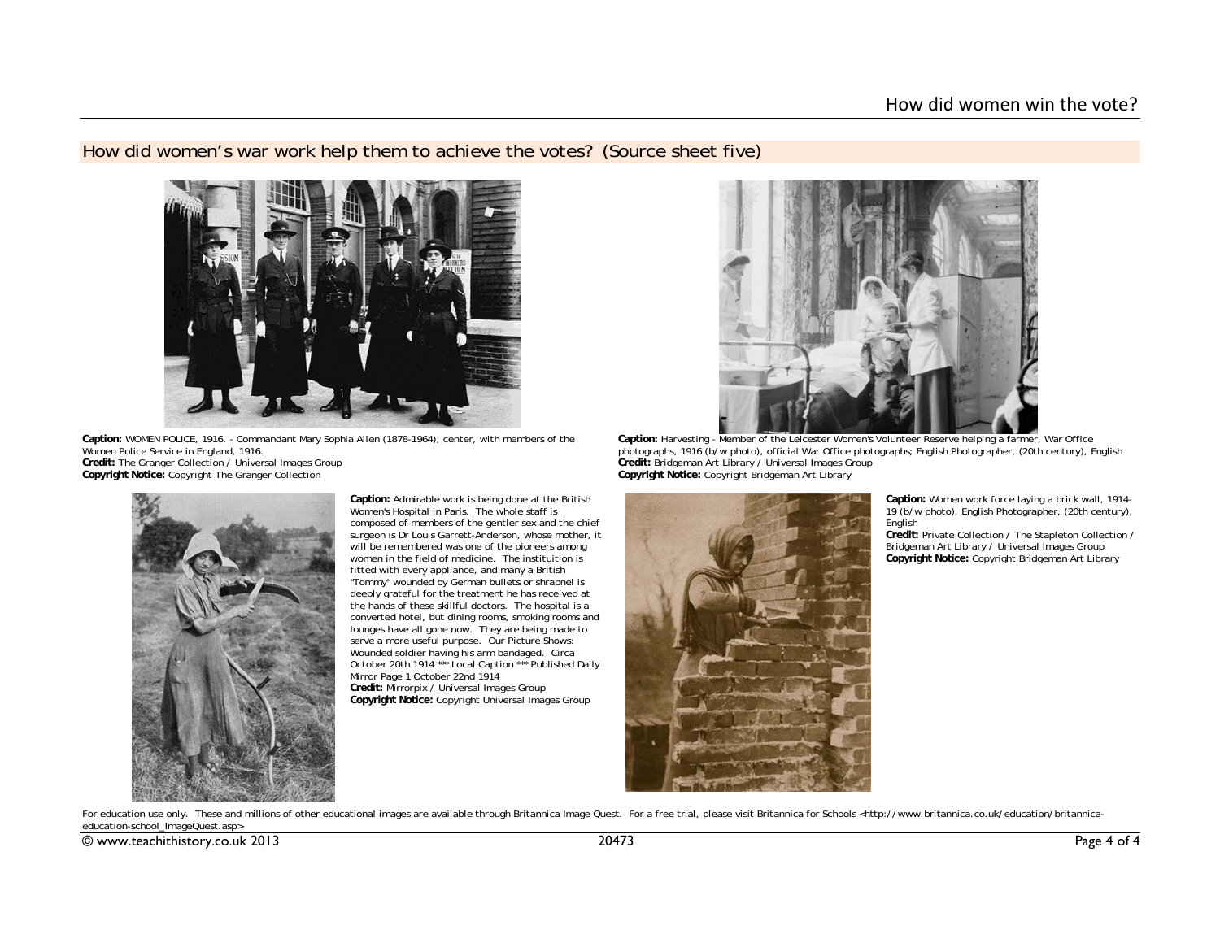## How did women's war work help them to achieve the votes? (Source sheet five)

**Caption:** WOMEN POLICE, 1916. - Commandant Mary Sophia Allen (1878-1964), center, with members of the Women Police Service in England, 1916.
**Credit:** The Granger Collection / Universal Images Group
**Copyright Notice:** Copyright The Granger Collection

**Caption:** Harvesting - Member of the Leicester Women's Volunteer Reserve helping a farmer, War Office photographs, 1916 (b/w photo), official War Office photographs; English Photographer, (20th century), English
**Credit:** Bridgeman Art Library / Universal Images Group
**Copyright Notice:** Copyright Bridgeman Art Library

**Caption:** Admirable work is being done at the British Women's Hospital in Paris. The whole staff is composed of members of the gentler sex and the chief surgeon is Dr Louis Garrett-Anderson, whose mother, it will be remembered was one of the pioneers among women in the field of medicine. The instituition is fitted with every appliance, and many a British "Tommy" wounded by German bullets or shrapnel is deeply grateful for the treatment he has received at the hands of these skillful doctors. The hospital is a converted hotel, but dining rooms, smoking rooms and lounges have all gone now. They are being made to serve a more useful purpose. Our Picture Shows: Wounded soldier having his arm bandaged. Circa October 20th 1914 *** Local Caption *** Published Daily Mirror Page 1 October 22nd 1914
**Credit:** Mirrorpix / Universal Images Group
**Copyright Notice:** Copyright Universal Images Group

**Caption:** Women work force laying a brick wall, 1914-19 (b/w photo), English Photographer, (20th century), English
**Credit:** Private Collection / The Stapleton Collection / Bridgeman Art Library / Universal Images Group
**Copyright Notice:** Copyright Bridgeman Art Library

For education use only. These and millions of other educational images are available through Britannica Image Quest. For a free trial, please visit Britannica for Schools <http://www.britannica.co.uk/education/britannica-education-school_ImageQuest.asp>